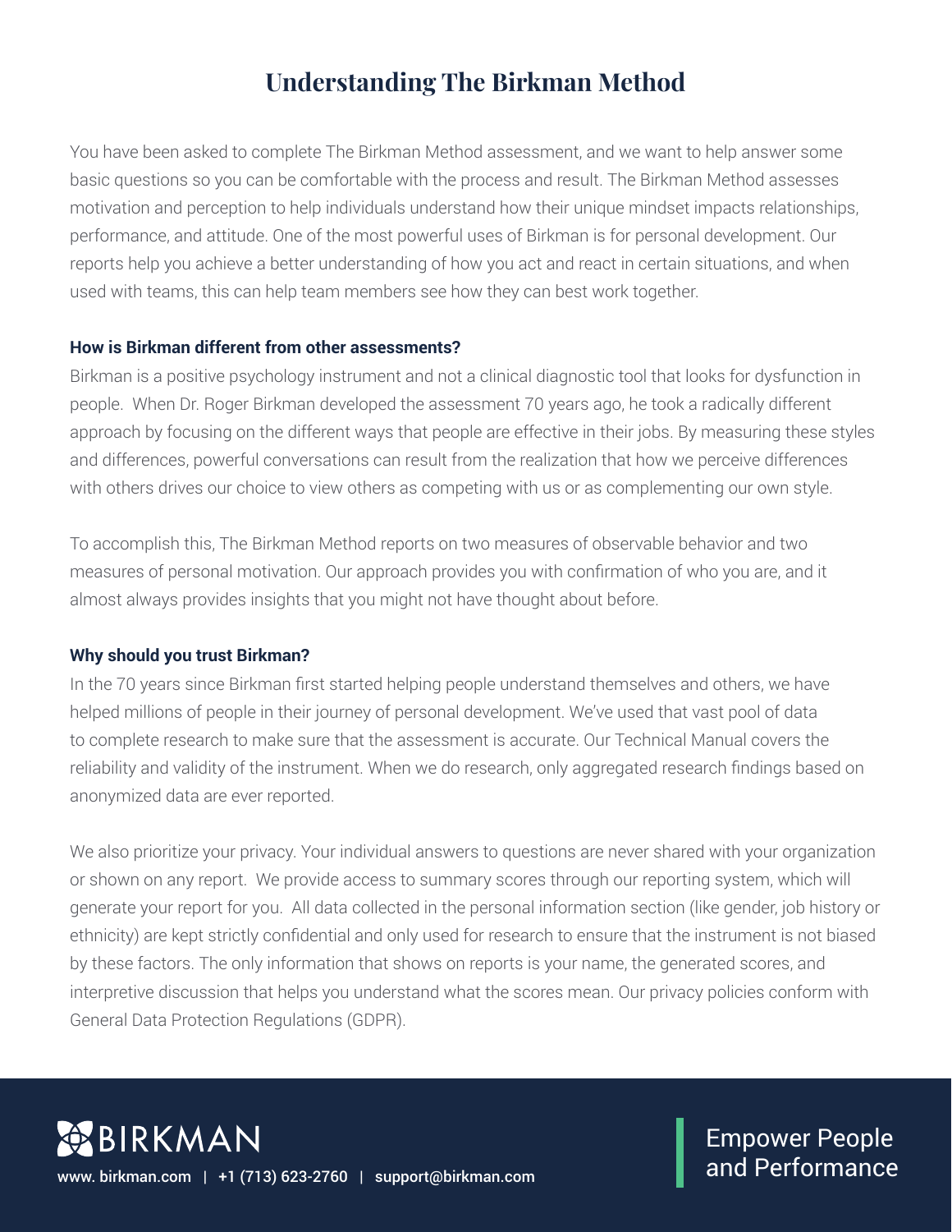# Understanding The Birkman Method

You have been asked to complete The Birkman Method assessment, and we want to help answer some basic questions so you can be comfortable with the process and result. The Birkman Method assesses motivation and perception to help individuals understand how their unique mindset impacts relationships, performance, and attitude. One of the most powerful uses of Birkman is for personal development. Our reports help you achieve a better understanding of how you act and react in certain situations, and when used with teams, this can help team members see how they can best work together.

**How is Birkman different from other assessments?**

Birkman is a positive psychology instrument and not a clinical diagnostic tool that looks for dysfunction in people. When Dr. Roger Birkman developed the assessment 70 years ago, he took a radically different approach by focusing on the different ways that people are effective in their jobs. By measuring these styles and differences, powerful conversations can result from the realization that how we perceive differences with others drives our choice to view others as competing with us or as complementing our own style.

To accomplish this, The Birkman Method reports on two measures of observable behavior and two measures of personal motivation. Our approach provides you with confirmation of who you are, and it almost always provides insights that you might not have thought about before.

**Why should you trust Birkman?**

In the 70 years since Birkman first started helping people understand themselves and others, we have helped millions of people in their journey of personal development. We've used that vast pool of data to complete research to make sure that the assessment is accurate. Our Technical Manual covers the reliability and validity of the instrument. When we do research, only aggregated research findings based on anonymized data are ever reported.

We also prioritize your privacy. Your individual answers to questions are never shared with your organization or shown on any report. We provide access to summary scores through our reporting system, which will generate your report for you. All data collected in the personal information section (like gender, job history or ethnicity) are kept strictly confidential and only used for research to ensure that the instrument is not biased by these factors. The only information that shows on reports is your name, the generated scores, and interpretive discussion that helps you understand what the scores mean. Our privacy policies conform with General Data Protection Regulations (GDPR).

BIRKMAN

www. birkman.com | +1 (713) 623-2760 | support@birkman.com

Empower People and Performance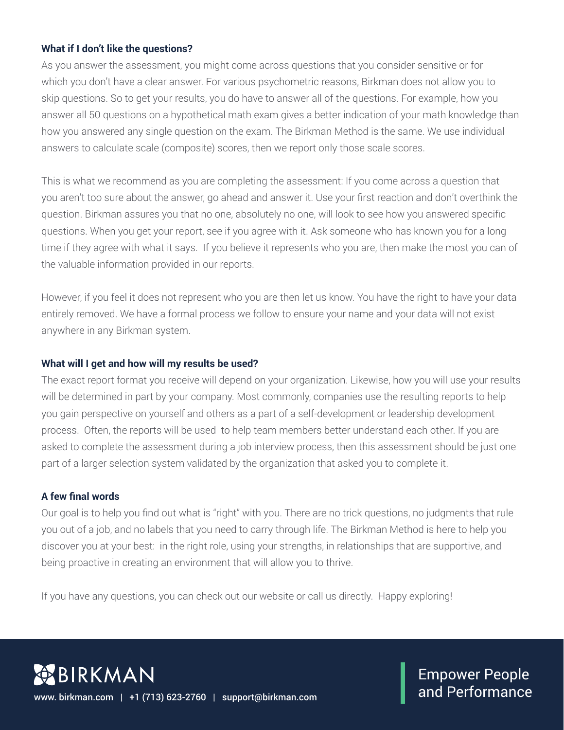**What if I don't like the questions?**

As you answer the assessment, you might come across questions that you consider sensitive or for which you don't have a clear answer. For various psychometric reasons, Birkman does not allow you to skip questions. So to get your results, you do have to answer all of the questions. For example, how you answer all 50 questions on a hypothetical math exam gives a better indication of your math knowledge than how you answered any single question on the exam. The Birkman Method is the same. We use individual answers to calculate scale (composite) scores, then we report only those scale scores.

This is what we recommend as you are completing the assessment: If you come across a question that you aren't too sure about the answer, go ahead and answer it. Use your first reaction and don't overthink the question. Birkman assures you that no one, absolutely no one, will look to see how you answered specific questions. When you get your report, see if you agree with it. Ask someone who has known you for a long time if they agree with what it says. If you believe it represents who you are, then make the most you can of the valuable information provided in our reports.

However, if you feel it does not represent who you are then let us know. You have the right to have your data entirely removed. We have a formal process we follow to ensure your name and your data will not exist anywhere in any Birkman system.

**What will I get and how will my results be used?**

The exact report format you receive will depend on your organization. Likewise, how you will use your results will be determined in part by your company. Most commonly, companies use the resulting reports to help you gain perspective on yourself and others as a part of a self-development or leadership development process. Often, the reports will be used to help team members better understand each other. If you are asked to complete the assessment during a job interview process, then this assessment should be just one part of a larger selection system validated by the organization that asked you to complete it.

**A few final words**

Our goal is to help you find out what is "right" with you. There are no trick questions, no judgments that rule you out of a job, and no labels that you need to carry through life. The Birkman Method is here to help you discover you at your best: in the right role, using your strengths, in relationships that are supportive, and being proactive in creating an environment that will allow you to thrive.

If you have any questions, you can check out our website or call us directly. Happy exploring!

BIRKMAN

www. birkman.com | +1 (713) 623-2760 | support@birkman.com

Empower People and Performance